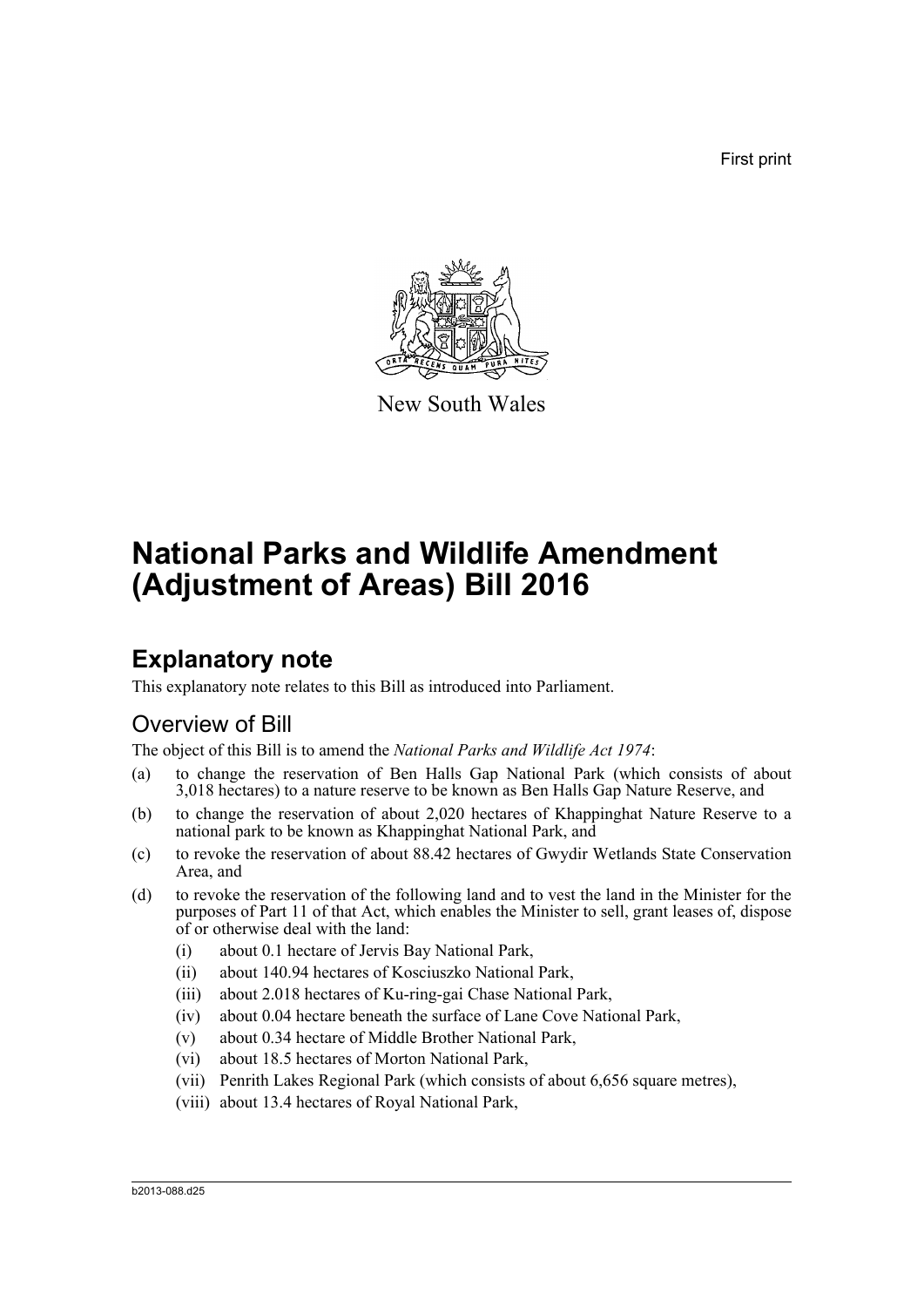First print

New South Wales

# National Parks and Wildlife Amendment (Adjustment of Areas) Bill 2016

## Explanatory note

This explanatory note relates to this Bill as introduced into Parliament.

### Overview of Bill

The object of this Bill is to amend the *National Parks and Wildlife Act 1974*:

(a) to change the reservation of Ben Halls Gap National Park (which consists of about 3,018 hectares) to a nature reserve to be known as Ben Halls Gap Nature Reserve, and

(b) to change the reservation of about 2,020 hectares of Khappinghat Nature Reserve to a national park to be known as Khappinghat National Park, and

(c) to revoke the reservation of about 88.42 hectares of Gwydir Wetlands State Conservation Area, and

(d) to revoke the reservation of the following land and to vest the land in the Minister for the purposes of Part 11 of that Act, which enables the Minister to sell, grant leases of, dispose of or otherwise deal with the land:

- (i) about 0.1 hectare of Jervis Bay National Park,
- (ii) about 140.94 hectares of Kosciuszko National Park,
- (iii) about 2.018 hectares of Ku-ring-gai Chase National Park,
- (iv) about 0.04 hectare beneath the surface of Lane Cove National Park,
- (v) about 0.34 hectare of Middle Brother National Park,
- (vi) about 18.5 hectares of Morton National Park,
- (vii) Penrith Lakes Regional Park (which consists of about 6,656 square metres),
- (viii) about 13.4 hectares of Royal National Park,

b2013-088.d25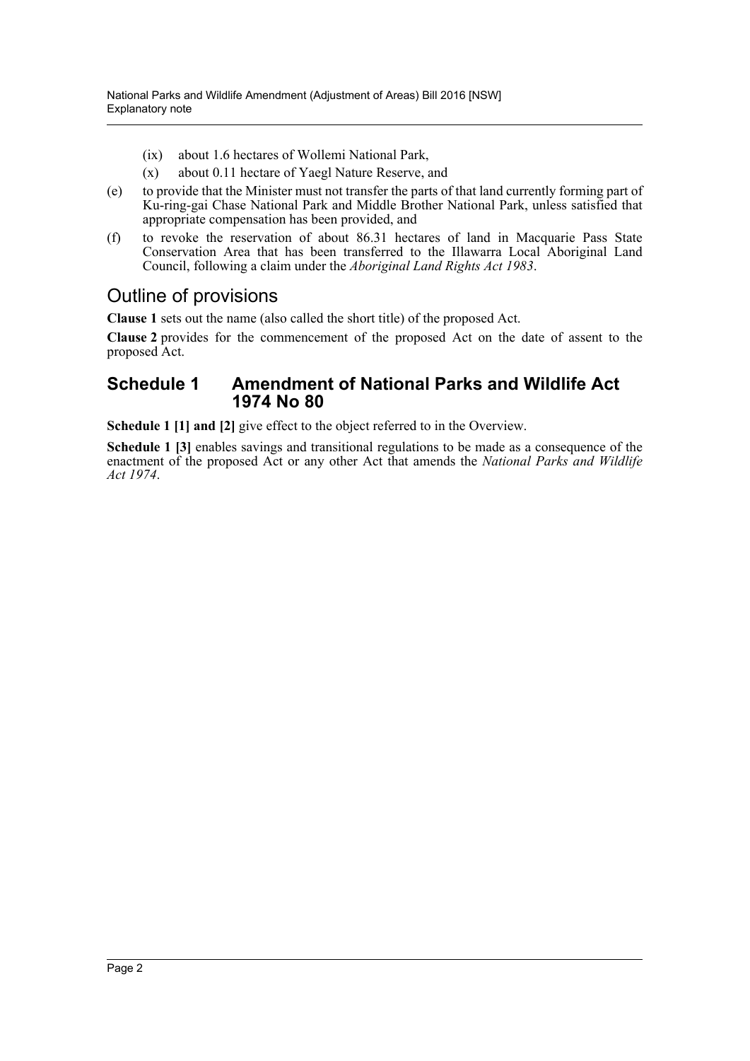- (ix) about 1.6 hectares of Wollemi National Park,
- (x) about 0.11 hectare of Yaegl Nature Reserve, and

(e) to provide that the Minister must not transfer the parts of that land currently forming part of Ku-ring-gai Chase National Park and Middle Brother National Park, unless satisfied that appropriate compensation has been provided, and

(f) to revoke the reservation of about 86.31 hectares of land in Macquarie Pass State Conservation Area that has been transferred to the Illawarra Local Aboriginal Land Council, following a claim under the *Aboriginal Land Rights Act 1983*.

## Outline of provisions

**Clause 1** sets out the name (also called the short title) of the proposed Act.

**Clause 2** provides for the commencement of the proposed Act on the date of assent to the proposed Act.

### Schedule 1 Amendment of National Parks and Wildlife Act 1974 No 80

**Schedule 1 [1] and [2]** give effect to the object referred to in the Overview.

**Schedule 1 [3]** enables savings and transitional regulations to be made as a consequence of the enactment of the proposed Act or any other Act that amends the *National Parks and Wildlife Act 1974*.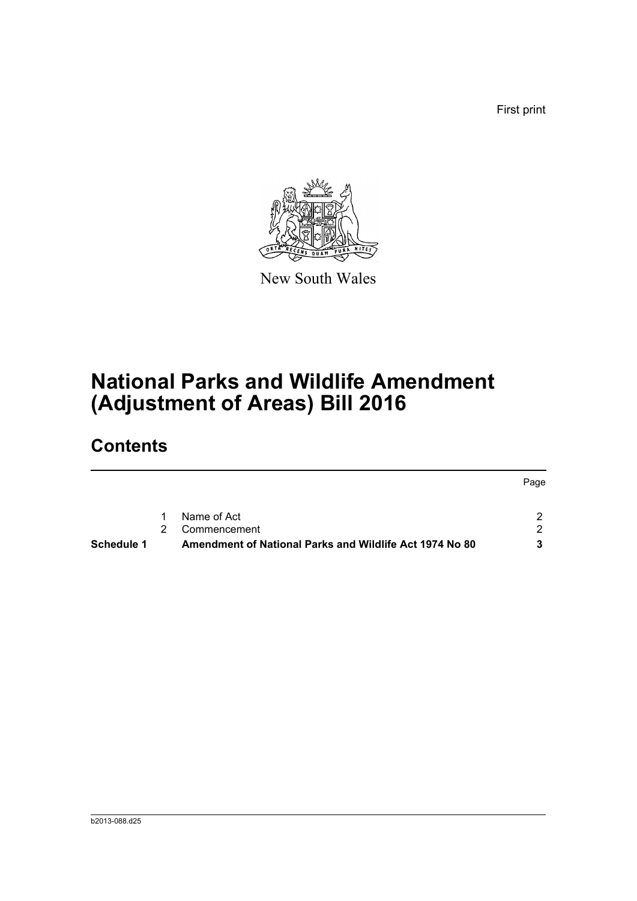First print

New South Wales

# National Parks and Wildlife Amendment (Adjustment of Areas) Bill 2016

## Contents

| | | | Page |
|---|---|---|---|
| | 1 | Name of Act | 2 |
| | 2 | Commencement | 2 |
| **Schedule 1** | | **Amendment of National Parks and Wildlife Act 1974 No 80** | **3** |

b2013-088.d25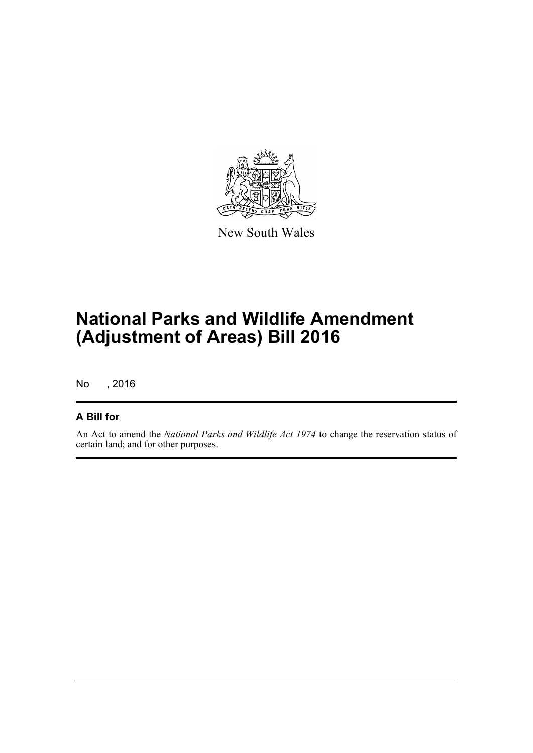New South Wales

# National Parks and Wildlife Amendment (Adjustment of Areas) Bill 2016

No , 2016

## A Bill for

An Act to amend the *National Parks and Wildlife Act 1974* to change the reservation status of certain land; and for other purposes.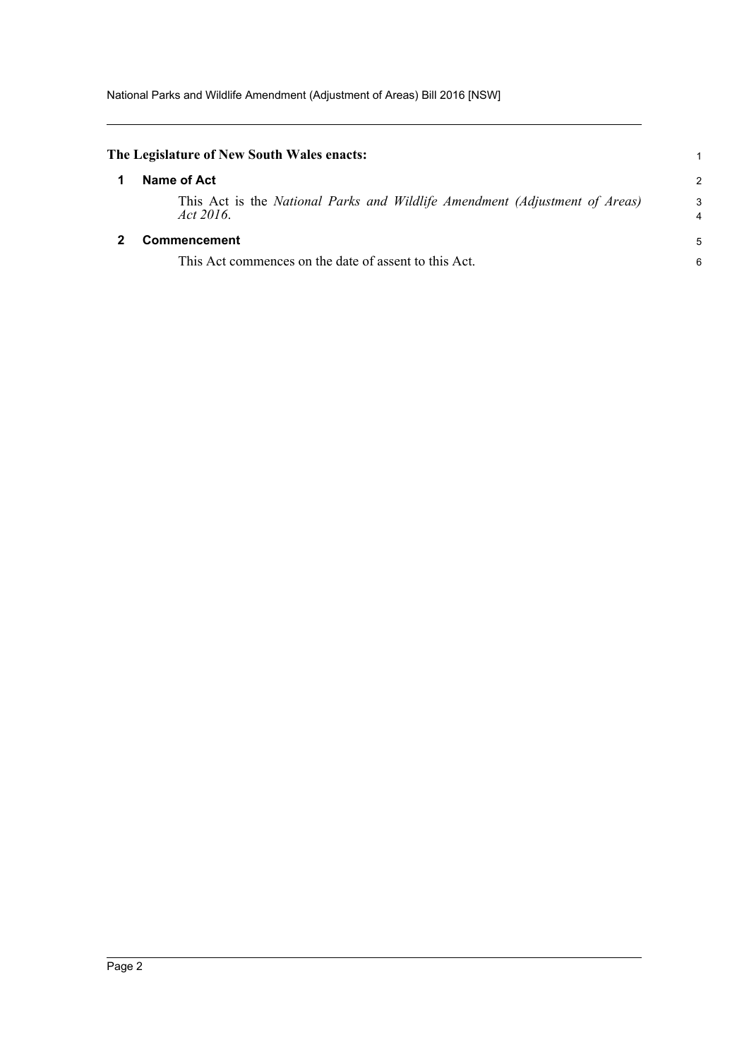**The Legislature of New South Wales enacts:**

## 1 Name of Act

This Act is the *National Parks and Wildlife Amendment (Adjustment of Areas) Act 2016*.

## 2 Commencement

This Act commences on the date of assent to this Act.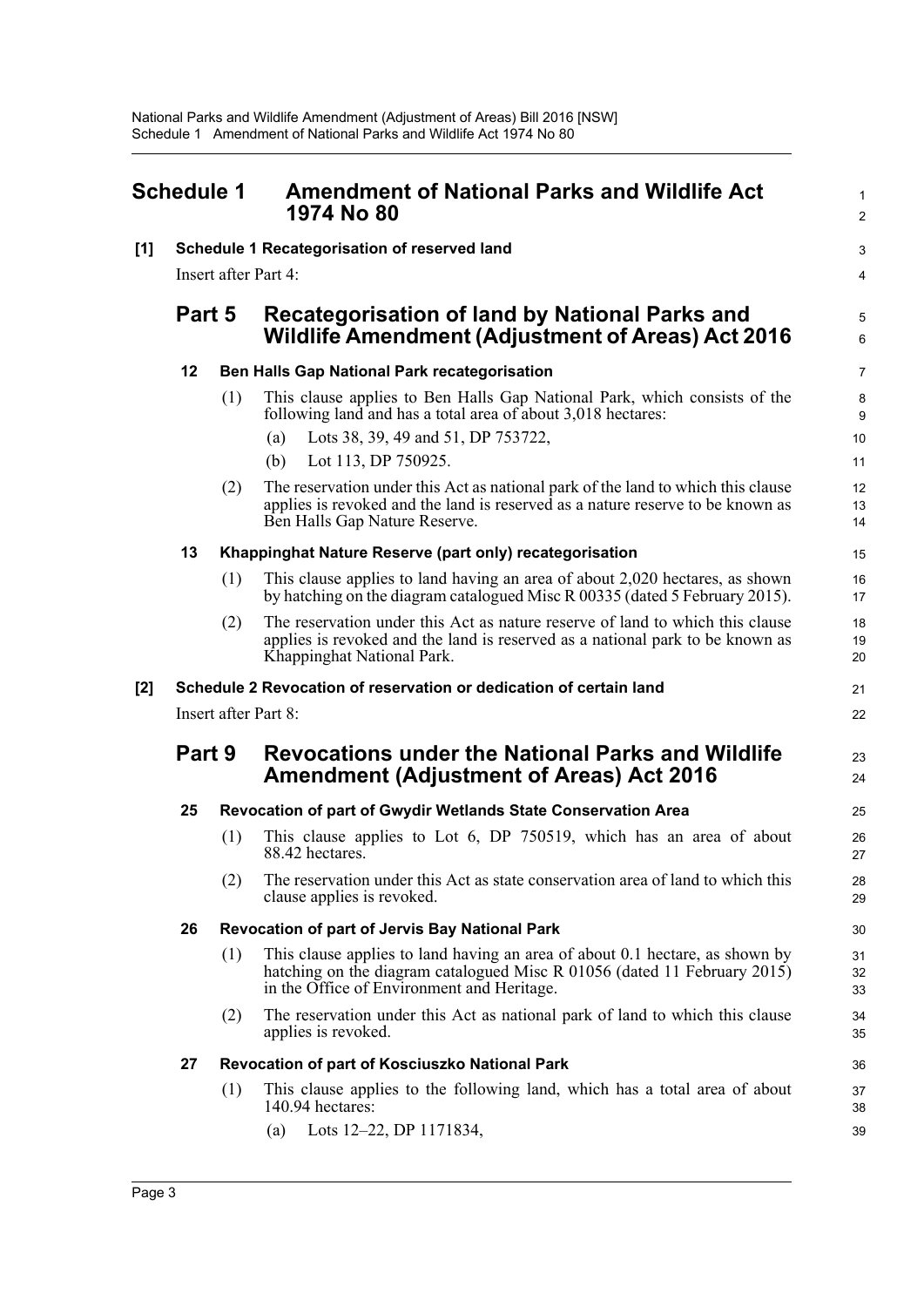# Schedule 1 Amendment of National Parks and Wildlife Act 1974 No 80

**[1] Schedule 1 Recategorisation of reserved land**

Insert after Part 4:

## Part 5 Recategorisation of land by National Parks and Wildlife Amendment (Adjustment of Areas) Act 2016

### 12 Ben Halls Gap National Park recategorisation

(1) This clause applies to Ben Halls Gap National Park, which consists of the following land and has a total area of about 3,018 hectares:

- (a) Lots 38, 39, 49 and 51, DP 753722,
- (b) Lot 113, DP 750925.

(2) The reservation under this Act as national park of the land to which this clause applies is revoked and the land is reserved as a nature reserve to be known as Ben Halls Gap Nature Reserve.

### 13 Khappinghat Nature Reserve (part only) recategorisation

(1) This clause applies to land having an area of about 2,020 hectares, as shown by hatching on the diagram catalogued Misc R 00335 (dated 5 February 2015).

(2) The reservation under this Act as nature reserve of land to which this clause applies is revoked and the land is reserved as a national park to be known as Khappinghat National Park.

**[2] Schedule 2 Revocation of reservation or dedication of certain land**

Insert after Part 8:

## Part 9 Revocations under the National Parks and Wildlife Amendment (Adjustment of Areas) Act 2016

### 25 Revocation of part of Gwydir Wetlands State Conservation Area

(1) This clause applies to Lot 6, DP 750519, which has an area of about 88.42 hectares.

(2) The reservation under this Act as state conservation area of land to which this clause applies is revoked.

### 26 Revocation of part of Jervis Bay National Park

(1) This clause applies to land having an area of about 0.1 hectare, as shown by hatching on the diagram catalogued Misc R 01056 (dated 11 February 2015) in the Office of Environment and Heritage.

(2) The reservation under this Act as national park of land to which this clause applies is revoked.

### 27 Revocation of part of Kosciuszko National Park

(1) This clause applies to the following land, which has a total area of about 140.94 hectares:

- (a) Lots 12–22, DP 1171834,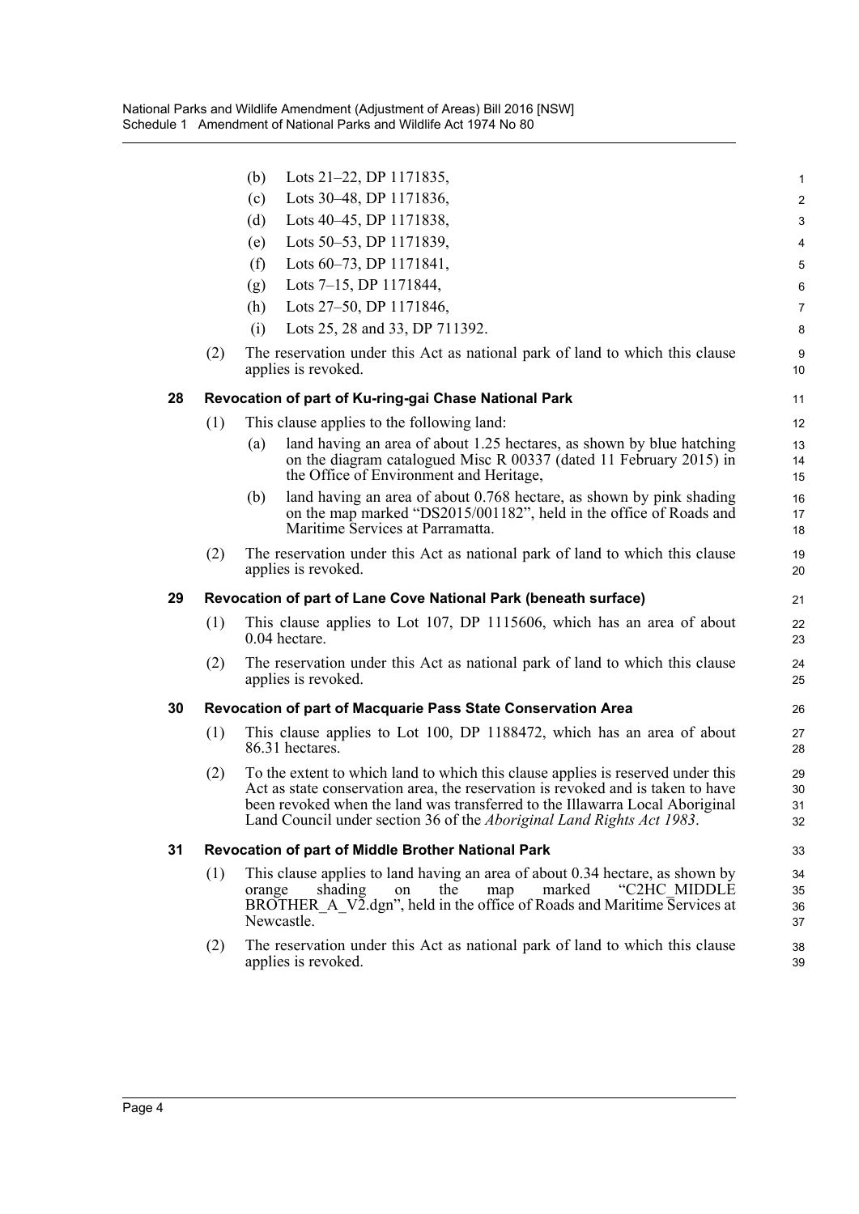(b) Lots 21–22, DP 1171835,

(c) Lots 30–48, DP 1171836,

(d) Lots 40–45, DP 1171838,

(e) Lots 50–53, DP 1171839,

(f) Lots 60–73, DP 1171841,

(g) Lots 7–15, DP 1171844,

(h) Lots 27–50, DP 1171846,

(i) Lots 25, 28 and 33, DP 711392.

(2) The reservation under this Act as national park of land to which this clause applies is revoked.

### 28 Revocation of part of Ku-ring-gai Chase National Park

(1) This clause applies to the following land:

(a) land having an area of about 1.25 hectares, as shown by blue hatching on the diagram catalogued Misc R 00337 (dated 11 February 2015) in the Office of Environment and Heritage,

(b) land having an area of about 0.768 hectare, as shown by pink shading on the map marked "DS2015/001182", held in the office of Roads and Maritime Services at Parramatta.

(2) The reservation under this Act as national park of land to which this clause applies is revoked.

### 29 Revocation of part of Lane Cove National Park (beneath surface)

(1) This clause applies to Lot 107, DP 1115606, which has an area of about 0.04 hectare.

(2) The reservation under this Act as national park of land to which this clause applies is revoked.

### 30 Revocation of part of Macquarie Pass State Conservation Area

(1) This clause applies to Lot 100, DP 1188472, which has an area of about 86.31 hectares.

(2) To the extent to which land to which this clause applies is reserved under this Act as state conservation area, the reservation is revoked and is taken to have been revoked when the land was transferred to the Illawarra Local Aboriginal Land Council under section 36 of the *Aboriginal Land Rights Act 1983*.

### 31 Revocation of part of Middle Brother National Park

(1) This clause applies to land having an area of about 0.34 hectare, as shown by orange shading on the map marked "C2HC_MIDDLE BROTHER_A_V2.dgn", held in the office of Roads and Maritime Services at Newcastle.

(2) The reservation under this Act as national park of land to which this clause applies is revoked.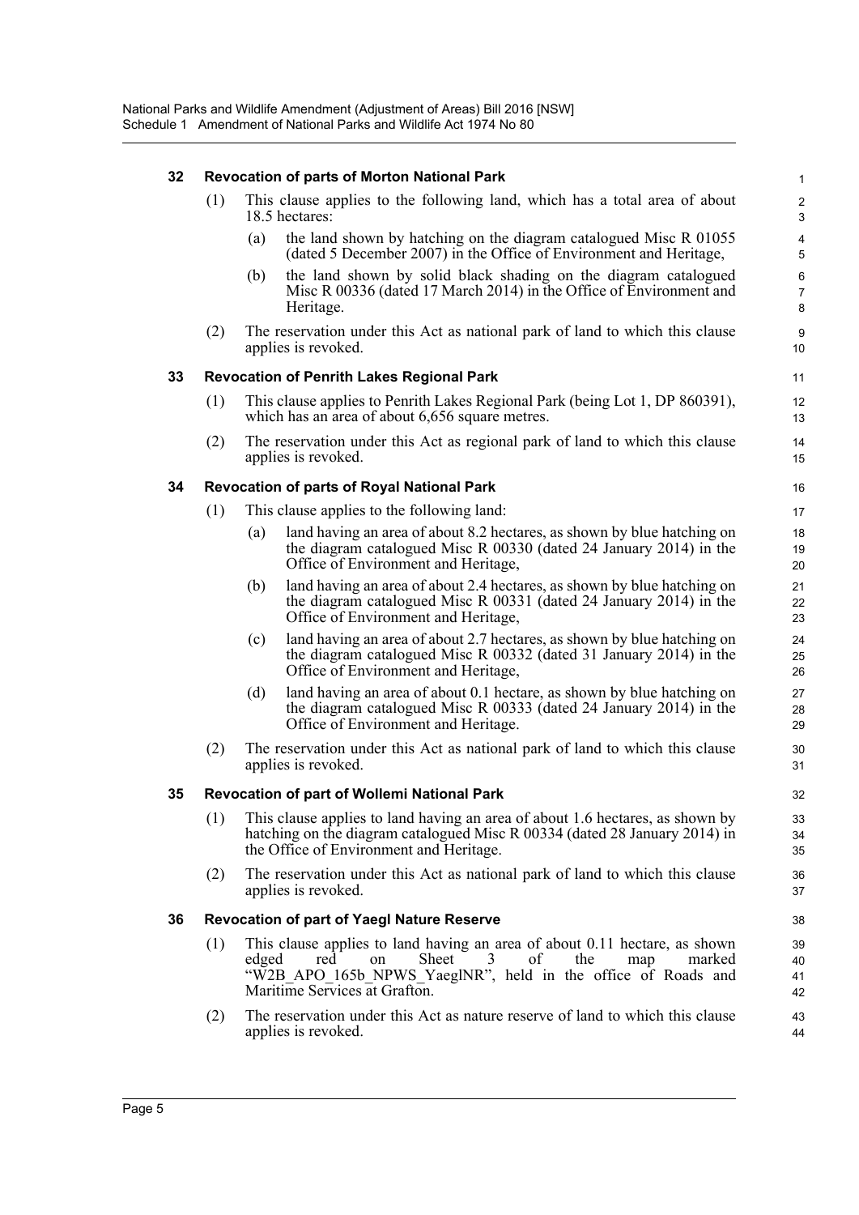### 32 Revocation of parts of Morton National Park

(1) This clause applies to the following land, which has a total area of about 18.5 hectares:

(a) the land shown by hatching on the diagram catalogued Misc R 01055 (dated 5 December 2007) in the Office of Environment and Heritage,

(b) the land shown by solid black shading on the diagram catalogued Misc R 00336 (dated 17 March 2014) in the Office of Environment and Heritage.

(2) The reservation under this Act as national park of land to which this clause applies is revoked.

### 33 Revocation of Penrith Lakes Regional Park

(1) This clause applies to Penrith Lakes Regional Park (being Lot 1, DP 860391), which has an area of about 6,656 square metres.

(2) The reservation under this Act as regional park of land to which this clause applies is revoked.

### 34 Revocation of parts of Royal National Park

(1) This clause applies to the following land:

(a) land having an area of about 8.2 hectares, as shown by blue hatching on the diagram catalogued Misc R 00330 (dated 24 January 2014) in the Office of Environment and Heritage,

(b) land having an area of about 2.4 hectares, as shown by blue hatching on the diagram catalogued Misc R 00331 (dated 24 January 2014) in the Office of Environment and Heritage,

(c) land having an area of about 2.7 hectares, as shown by blue hatching on the diagram catalogued Misc R 00332 (dated 31 January 2014) in the Office of Environment and Heritage,

(d) land having an area of about 0.1 hectare, as shown by blue hatching on the diagram catalogued Misc R 00333 (dated 24 January 2014) in the Office of Environment and Heritage.

(2) The reservation under this Act as national park of land to which this clause applies is revoked.

### 35 Revocation of part of Wollemi National Park

(1) This clause applies to land having an area of about 1.6 hectares, as shown by hatching on the diagram catalogued Misc R 00334 (dated 28 January 2014) in the Office of Environment and Heritage.

(2) The reservation under this Act as national park of land to which this clause applies is revoked.

### 36 Revocation of part of Yaegl Nature Reserve

(1) This clause applies to land having an area of about 0.11 hectare, as shown edged red on Sheet 3 of the map marked "W2B_APO_165b_NPWS_YaeglNR", held in the office of Roads and Maritime Services at Grafton.

(2) The reservation under this Act as nature reserve of land to which this clause applies is revoked.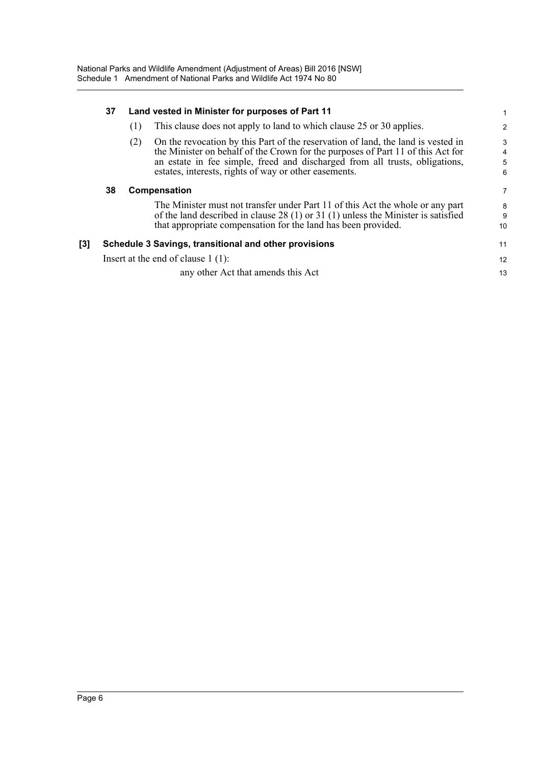**37 Land vested in Minister for purposes of Part 11**

(1) This clause does not apply to land to which clause 25 or 30 applies.

(2) On the revocation by this Part of the reservation of land, the land is vested in the Minister on behalf of the Crown for the purposes of Part 11 of this Act for an estate in fee simple, freed and discharged from all trusts, obligations, estates, interests, rights of way or other easements.

**38 Compensation**

The Minister must not transfer under Part 11 of this Act the whole or any part of the land described in clause 28 (1) or 31 (1) unless the Minister is satisfied that appropriate compensation for the land has been provided.

**[3] Schedule 3 Savings, transitional and other provisions**

Insert at the end of clause 1 (1):

any other Act that amends this Act